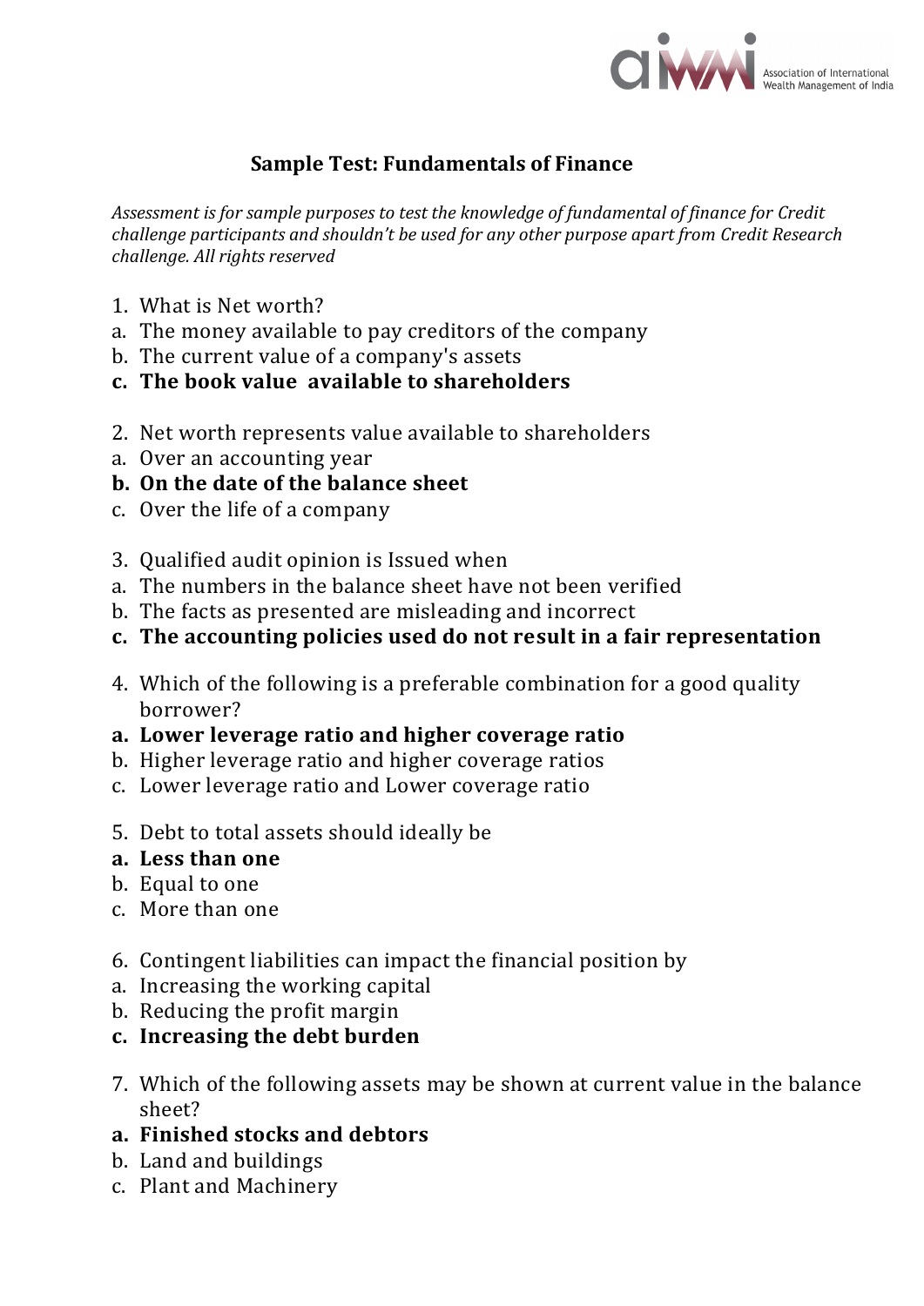## Sample Test: Fundamentals of Finance

*Assessment is for sample purposes to test the knowledge of fundamental of finance for Credit challenge participants and shouldn't be used for any other purpose apart from Credit Research challenge. All rights reserved*

1. What is Net worth?
   a. The money available to pay creditors of the company
   b. The current value of a company's assets
   **c. The book value available to shareholders**

2. Net worth represents value available to shareholders
   a. Over an accounting year
   **b. On the date of the balance sheet**
   c. Over the life of a company

3. Qualified audit opinion is Issued when
   a. The numbers in the balance sheet have not been verified
   b. The facts as presented are misleading and incorrect
   **c. The accounting policies used do not result in a fair representation**

4. Which of the following is a preferable combination for a good quality borrower?
   **a. Lower leverage ratio and higher coverage ratio**
   b. Higher leverage ratio and higher coverage ratios
   c. Lower leverage ratio and Lower coverage ratio

5. Debt to total assets should ideally be
   **a. Less than one**
   b. Equal to one
   c. More than one

6. Contingent liabilities can impact the financial position by
   a. Increasing the working capital
   b. Reducing the profit margin
   **c. Increasing the debt burden**

7. Which of the following assets may be shown at current value in the balance sheet?
   **a. Finished stocks and debtors**
   b. Land and buildings
   c. Plant and Machinery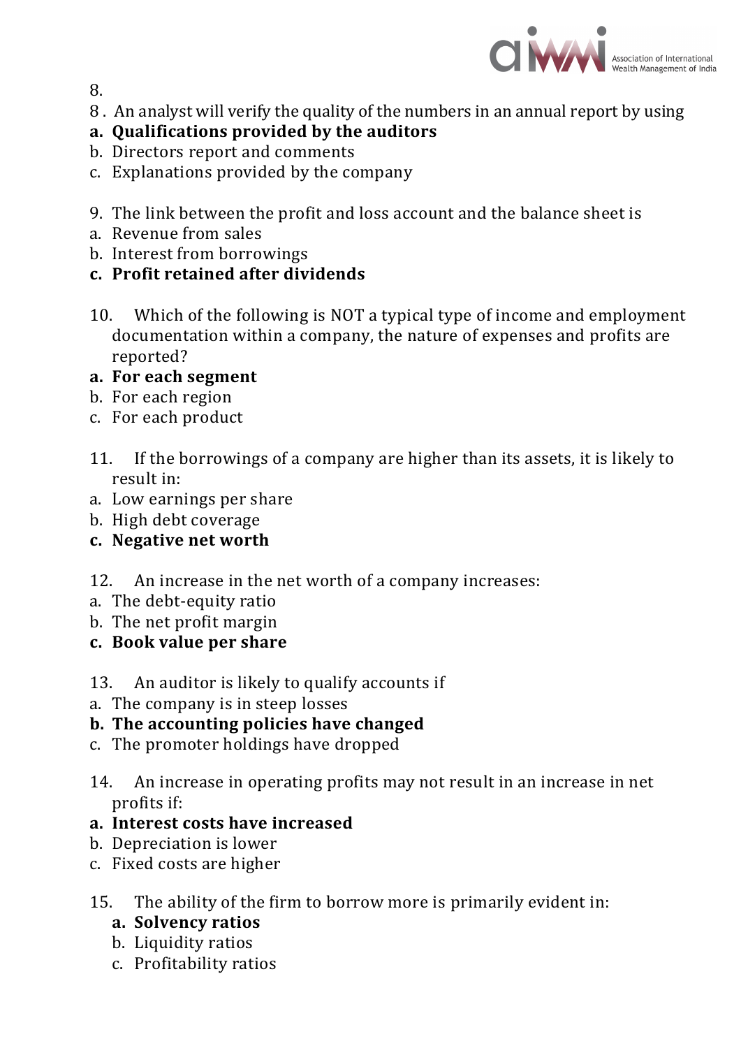8.

8 . An analyst will verify the quality of the numbers in an annual report by using

**a. Qualifications provided by the auditors**

b. Directors report and comments

c. Explanations provided by the company

9. The link between the profit and loss account and the balance sheet is

a. Revenue from sales

b. Interest from borrowings

**c. Profit retained after dividends**

10. Which of the following is NOT a typical type of income and employment documentation within a company, the nature of expenses and profits are reported?

**a. For each segment**

b. For each region

c. For each product

11. If the borrowings of a company are higher than its assets, it is likely to result in:

a. Low earnings per share

b. High debt coverage

**c. Negative net worth**

12. An increase in the net worth of a company increases:

a. The debt-equity ratio

b. The net profit margin

**c. Book value per share**

13. An auditor is likely to qualify accounts if

a. The company is in steep losses

**b. The accounting policies have changed**

c. The promoter holdings have dropped

14. An increase in operating profits may not result in an increase in net profits if:

**a. Interest costs have increased**

b. Depreciation is lower

c. Fixed costs are higher

15. The ability of the firm to borrow more is primarily evident in:

**a. Solvency ratios**

b. Liquidity ratios

c. Profitability ratios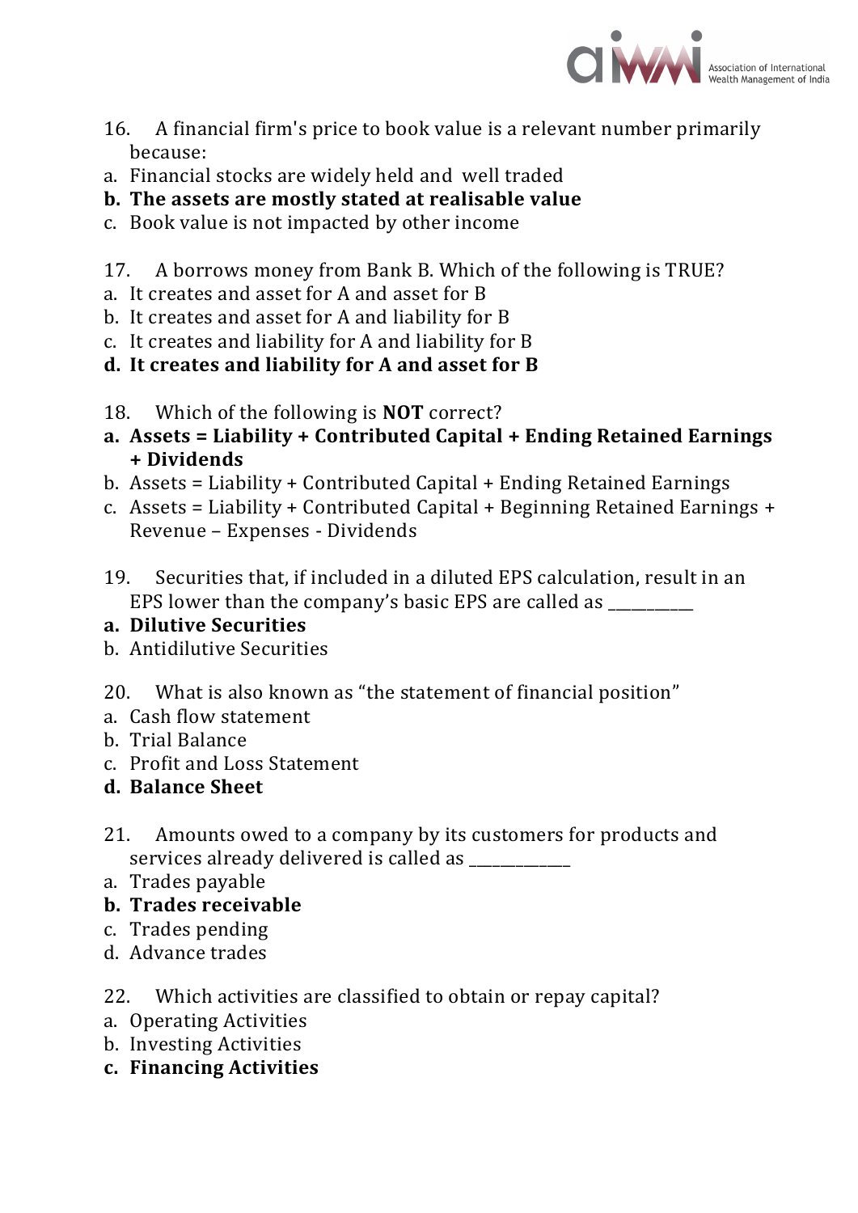16. A financial firm's price to book value is a relevant number primarily because:

a. Financial stocks are widely held and well traded
**b. The assets are mostly stated at realisable value**
c. Book value is not impacted by other income

17. A borrows money from Bank B. Which of the following is TRUE?

a. It creates and asset for A and asset for B
b. It creates and asset for A and liability for B
c. It creates and liability for A and liability for B
**d. It creates and liability for A and asset for B**

18. Which of the following is **NOT** correct?

**a. Assets = Liability + Contributed Capital + Ending Retained Earnings + Dividends**
b. Assets = Liability + Contributed Capital + Ending Retained Earnings
c. Assets = Liability + Contributed Capital + Beginning Retained Earnings + Revenue – Expenses - Dividends

19. Securities that, if included in a diluted EPS calculation, result in an EPS lower than the company's basic EPS are called as __________

**a. Dilutive Securities**
b. Antidilutive Securities

20. What is also known as "the statement of financial position"

a. Cash flow statement
b. Trial Balance
c. Profit and Loss Statement
**d. Balance Sheet**

21. Amounts owed to a company by its customers for products and services already delivered is called as ____________

a. Trades payable
**b. Trades receivable**
c. Trades pending
d. Advance trades

22. Which activities are classified to obtain or repay capital?

a. Operating Activities
b. Investing Activities
**c. Financing Activities**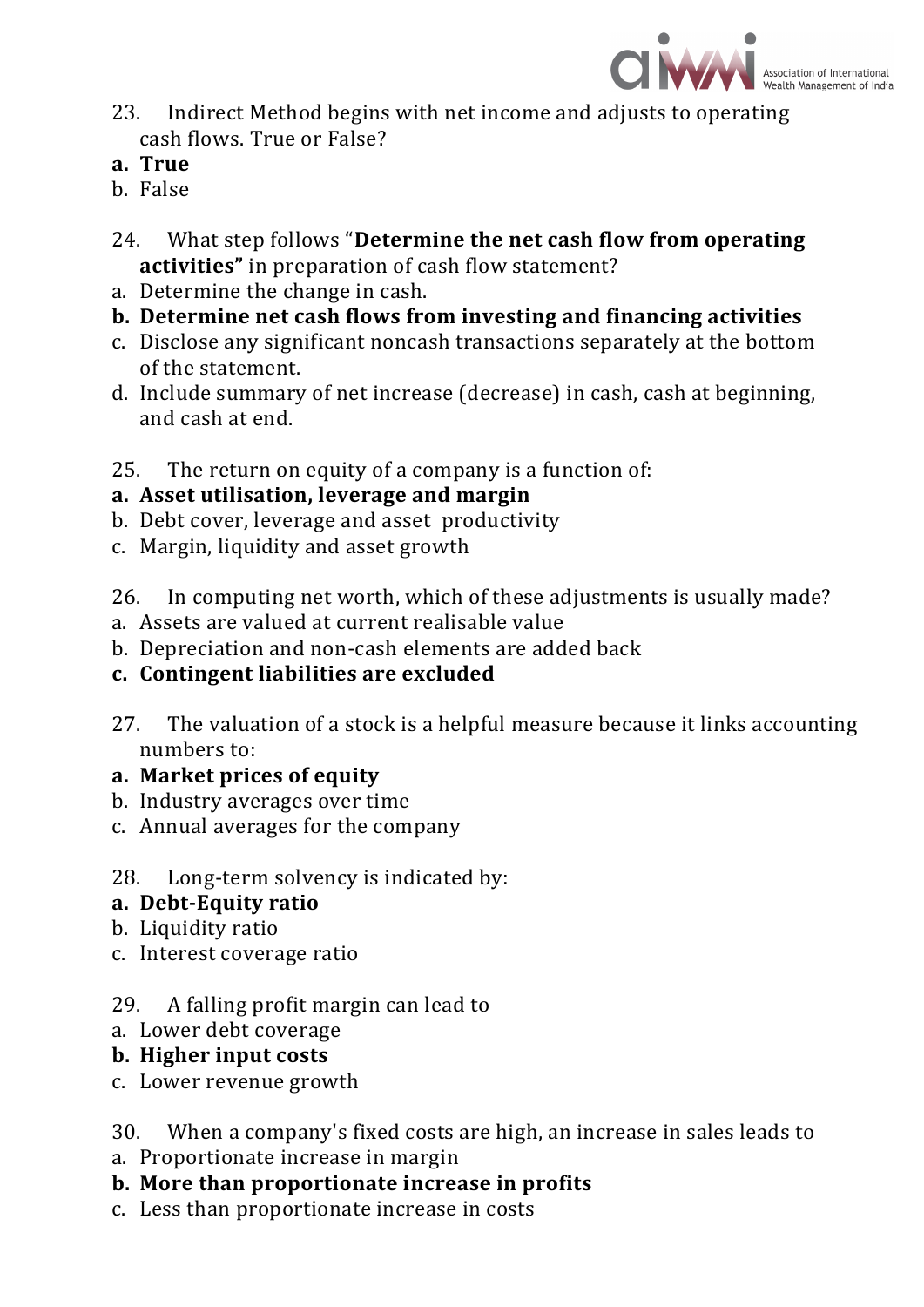23. Indirect Method begins with net income and adjusts to operating cash flows. True or False?

**a. True**

b. False

24. What step follows "**Determine the net cash flow from operating activities"** in preparation of cash flow statement?

a. Determine the change in cash.

**b. Determine net cash flows from investing and financing activities**

c. Disclose any significant noncash transactions separately at the bottom of the statement.

d. Include summary of net increase (decrease) in cash, cash at beginning, and cash at end.

25. The return on equity of a company is a function of:

**a. Asset utilisation, leverage and margin**

b. Debt cover, leverage and asset productivity

c. Margin, liquidity and asset growth

26. In computing net worth, which of these adjustments is usually made?

a. Assets are valued at current realisable value

b. Depreciation and non-cash elements are added back

**c. Contingent liabilities are excluded**

27. The valuation of a stock is a helpful measure because it links accounting numbers to:

**a. Market prices of equity**

b. Industry averages over time

c. Annual averages for the company

28. Long-term solvency is indicated by:

**a. Debt-Equity ratio**

b. Liquidity ratio

c. Interest coverage ratio

29. A falling profit margin can lead to

a. Lower debt coverage

**b. Higher input costs**

c. Lower revenue growth

30. When a company's fixed costs are high, an increase in sales leads to

a. Proportionate increase in margin

**b. More than proportionate increase in profits**

c. Less than proportionate increase in costs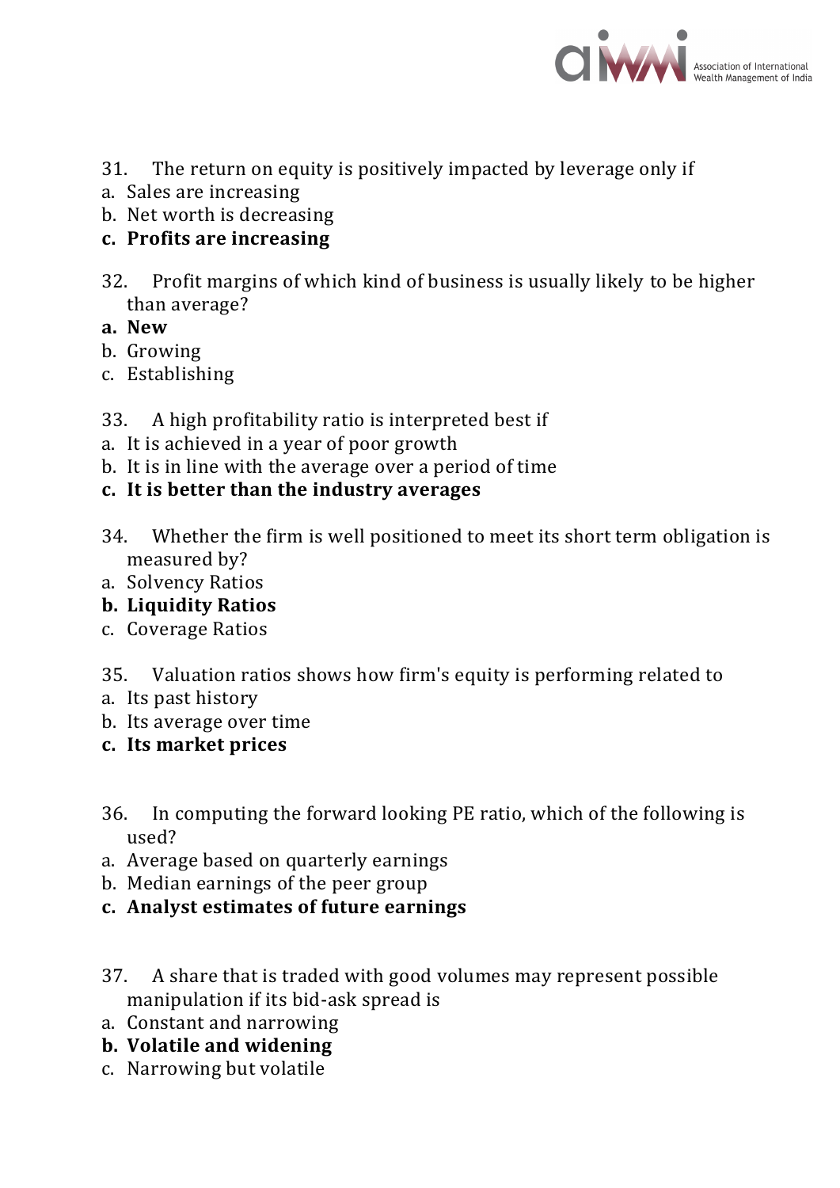31. The return on equity is positively impacted by leverage only if
    a. Sales are increasing
    b. Net worth is decreasing
    **c. Profits are increasing**

32. Profit margins of which kind of business is usually likely to be higher than average?
    **a. New**
    b. Growing
    c. Establishing

33. A high profitability ratio is interpreted best if
    a. It is achieved in a year of poor growth
    b. It is in line with the average over a period of time
    **c. It is better than the industry averages**

34. Whether the firm is well positioned to meet its short term obligation is measured by?
    a. Solvency Ratios
    **b. Liquidity Ratios**
    c. Coverage Ratios

35. Valuation ratios shows how firm's equity is performing related to
    a. Its past history
    b. Its average over time
    **c. Its market prices**

36. In computing the forward looking PE ratio, which of the following is used?
    a. Average based on quarterly earnings
    b. Median earnings of the peer group
    **c. Analyst estimates of future earnings**

37. A share that is traded with good volumes may represent possible manipulation if its bid-ask spread is
    a. Constant and narrowing
    **b. Volatile and widening**
    c. Narrowing but volatile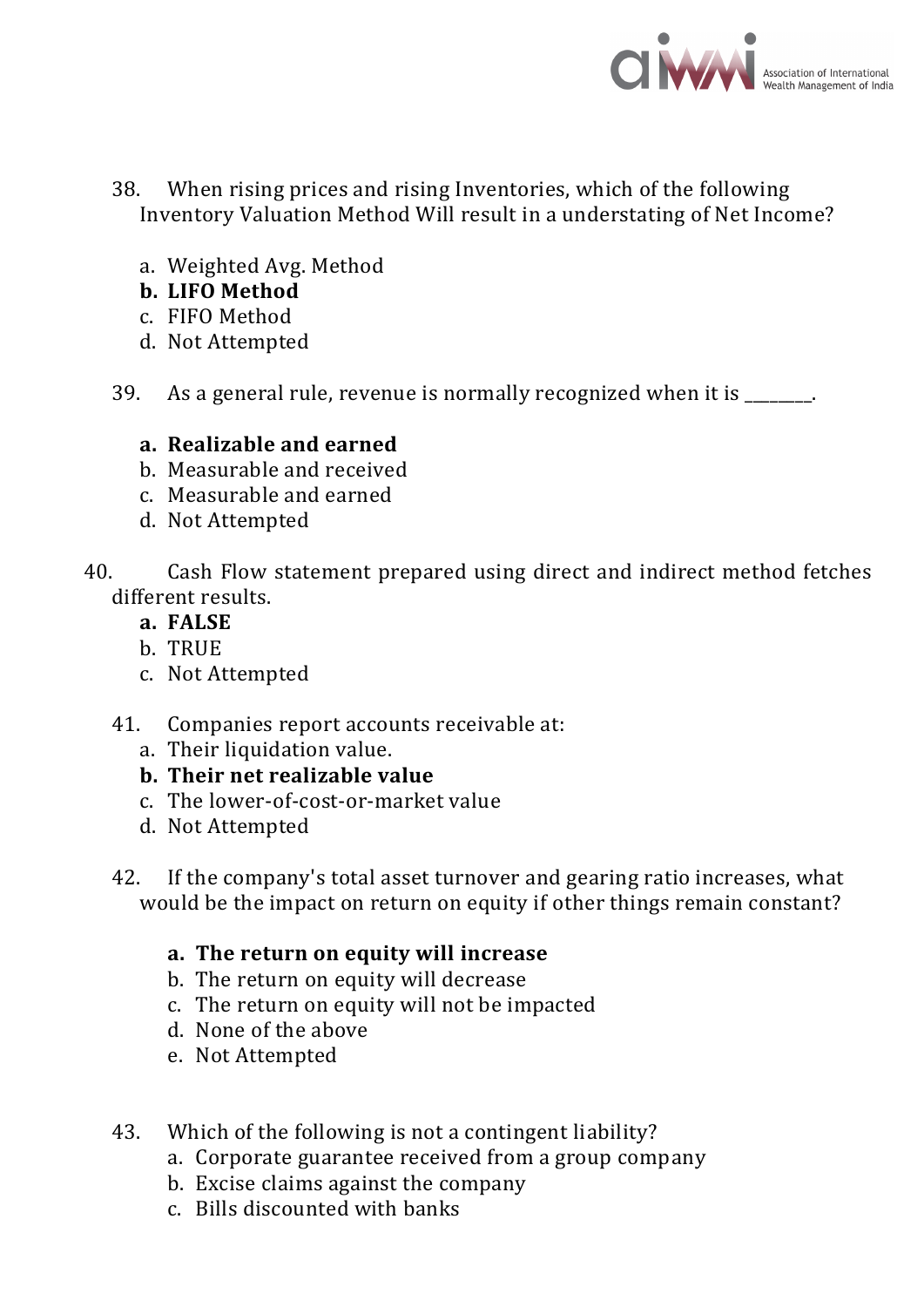38. When rising prices and rising Inventories, which of the following Inventory Valuation Method Will result in a understating of Net Income?

    a. Weighted Avg. Method
    **b. LIFO Method**
    c. FIFO Method
    d. Not Attempted

39. As a general rule, revenue is normally recognized when it is ________.

    **a. Realizable and earned**
    b. Measurable and received
    c. Measurable and earned
    d. Not Attempted

40. Cash Flow statement prepared using direct and indirect method fetches different results.

    **a. FALSE**
    b. TRUE
    c. Not Attempted

41. Companies report accounts receivable at:

    a. Their liquidation value.
    **b. Their net realizable value**
    c. The lower-of-cost-or-market value
    d. Not Attempted

42. If the company's total asset turnover and gearing ratio increases, what would be the impact on return on equity if other things remain constant?

    **a. The return on equity will increase**
    b. The return on equity will decrease
    c. The return on equity will not be impacted
    d. None of the above
    e. Not Attempted

43. Which of the following is not a contingent liability?

    a. Corporate guarantee received from a group company
    b. Excise claims against the company
    c. Bills discounted with banks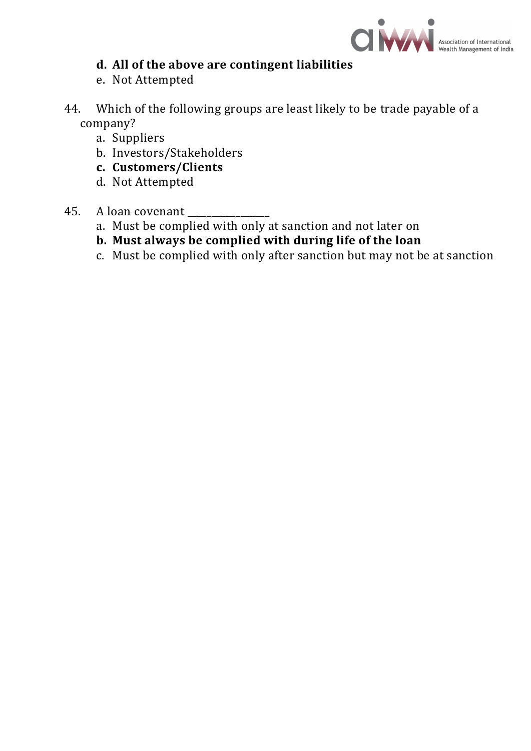d. **All of the above are contingent liabilities**

e. Not Attempted

44. Which of the following groups are least likely to be trade payable of a company?
    a. Suppliers
    b. Investors/Stakeholders
    c. **Customers/Clients**
    d. Not Attempted

45. A loan covenant ________________
    a. Must be complied with only at sanction and not later on
    b. **Must always be complied with during life of the loan**
    c. Must be complied with only after sanction but may not be at sanction